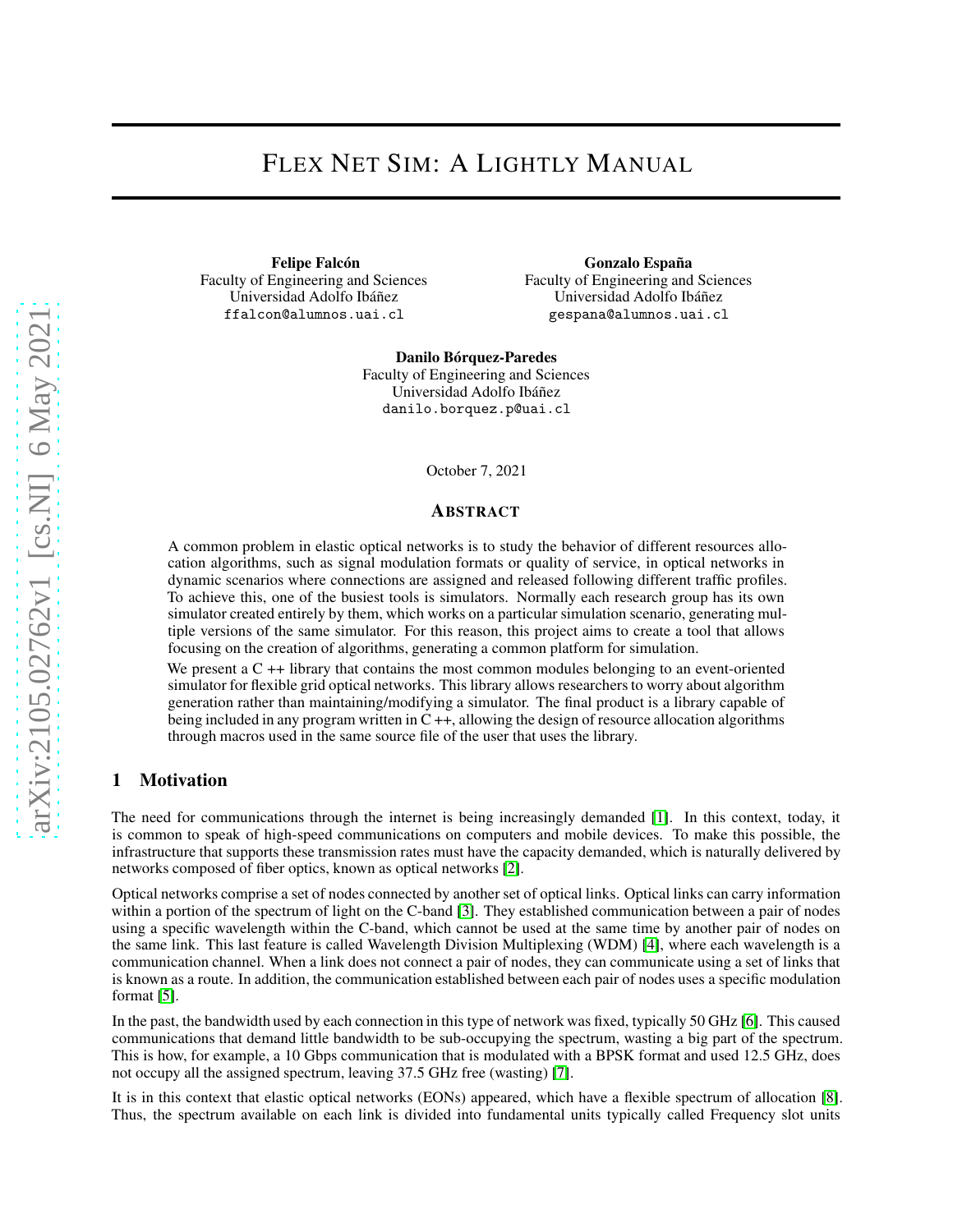# Flex Net Sim: A Lightly Manual

**Felipe Falcón**
Faculty of Engineering and Sciences
Universidad Adolfo Ibáñez
ffalcon@alumnos.uai.cl

**Gonzalo España**
Faculty of Engineering and Sciences
Universidad Adolfo Ibáñez
gespana@alumnos.uai.cl

**Danilo Bórquez-Paredes**
Faculty of Engineering and Sciences
Universidad Adolfo Ibáñez
danilo.borquez.p@uai.cl

October 7, 2021

## Abstract

A common problem in elastic optical networks is to study the behavior of different resources allocation algorithms, such as signal modulation formats or quality of service, in optical networks in dynamic scenarios where connections are assigned and released following different traffic profiles. To achieve this, one of the busiest tools is simulators. Normally each research group has its own simulator created entirely by them, which works on a particular simulation scenario, generating multiple versions of the same simulator. For this reason, this project aims to create a tool that allows focusing on the creation of algorithms, generating a common platform for simulation.

We present a C ++ library that contains the most common modules belonging to an event-oriented simulator for flexible grid optical networks. This library allows researchers to worry about algorithm generation rather than maintaining/modifying a simulator. The final product is a library capable of being included in any program written in C ++, allowing the design of resource allocation algorithms through macros used in the same source file of the user that uses the library.

## 1 Motivation

The need for communications through the internet is being increasingly demanded [1]. In this context, today, it is common to speak of high-speed communications on computers and mobile devices. To make this possible, the infrastructure that supports these transmission rates must have the capacity demanded, which is naturally delivered by networks composed of fiber optics, known as optical networks [2].

Optical networks comprise a set of nodes connected by another set of optical links. Optical links can carry information within a portion of the spectrum of light on the C-band [3]. They established communication between a pair of nodes using a specific wavelength within the C-band, which cannot be used at the same time by another pair of nodes on the same link. This last feature is called Wavelength Division Multiplexing (WDM) [4], where each wavelength is a communication channel. When a link does not connect a pair of nodes, they can communicate using a set of links that is known as a route. In addition, the communication established between each pair of nodes uses a specific modulation format [5].

In the past, the bandwidth used by each connection in this type of network was fixed, typically 50 GHz [6]. This caused communications that demand little bandwidth to be sub-occupying the spectrum, wasting a big part of the spectrum. This is how, for example, a 10 Gbps communication that is modulated with a BPSK format and used 12.5 GHz, does not occupy all the assigned spectrum, leaving 37.5 GHz free (wasting) [7].

It is in this context that elastic optical networks (EONs) appeared, which have a flexible spectrum of allocation [8]. Thus, the spectrum available on each link is divided into fundamental units typically called Frequency slot units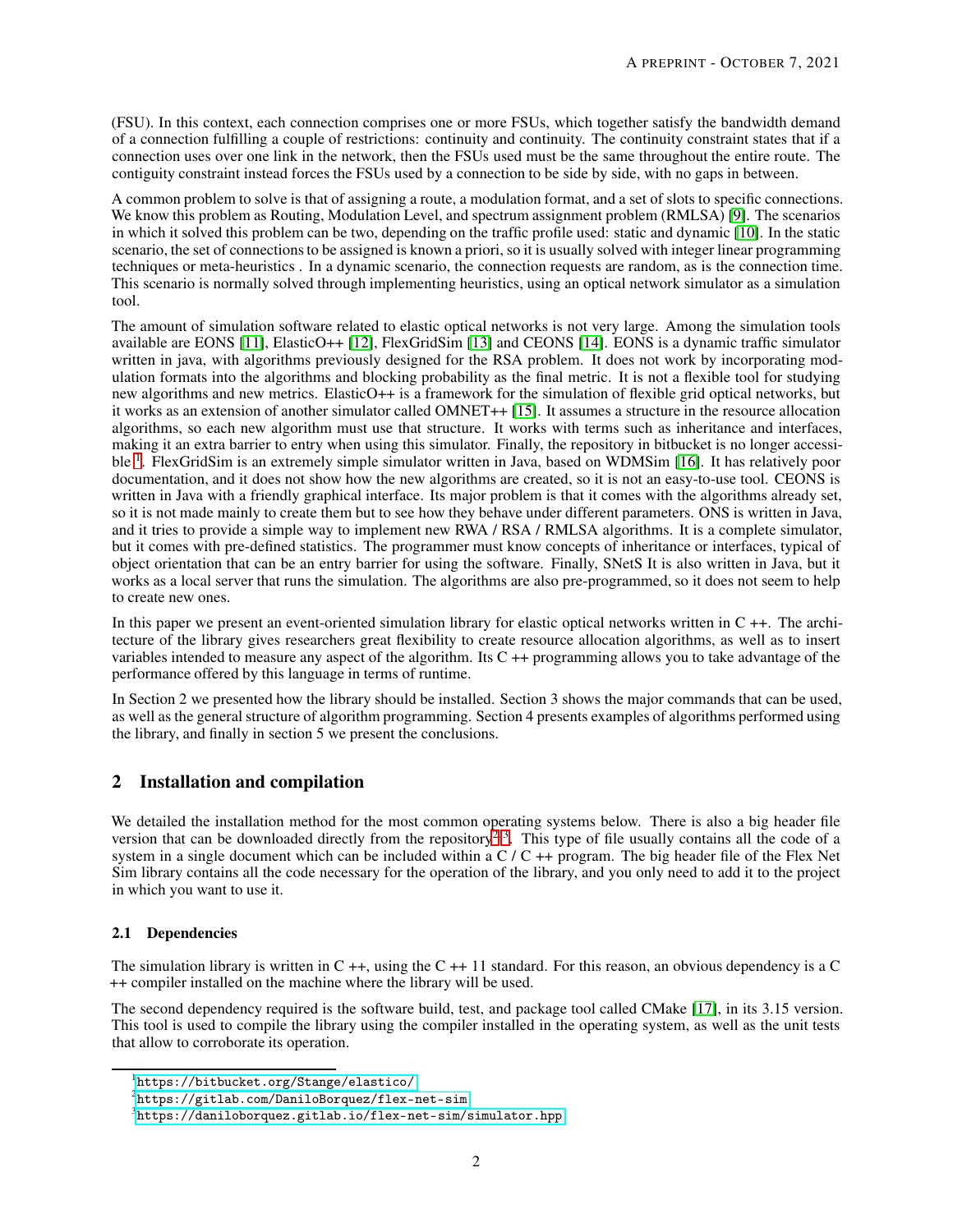(FSU). In this context, each connection comprises one or more FSUs, which together satisfy the bandwidth demand of a connection fulfilling a couple of restrictions: continuity and continuity. The continuity constraint states that if a connection uses over one link in the network, then the FSUs used must be the same throughout the entire route. The contiguity constraint instead forces the FSUs used by a connection to be side by side, with no gaps in between.

A common problem to solve is that of assigning a route, a modulation format, and a set of slots to specific connections. We know this problem as Routing, Modulation Level, and spectrum assignment problem (RMLSA) [9]. The scenarios in which it solved this problem can be two, depending on the traffic profile used: static and dynamic [10]. In the static scenario, the set of connections to be assigned is known a priori, so it is usually solved with integer linear programming techniques or meta-heuristics . In a dynamic scenario, the connection requests are random, as is the connection time. This scenario is normally solved through implementing heuristics, using an optical network simulator as a simulation tool.

The amount of simulation software related to elastic optical networks is not very large. Among the simulation tools available are EONS [11], ElasticO++ [12], FlexGridSim [13] and CEONS [14]. EONS is a dynamic traffic simulator written in java, with algorithms previously designed for the RSA problem. It does not work by incorporating modulation formats into the algorithms and blocking probability as the final metric. It is not a flexible tool for studying new algorithms and new metrics. ElasticO++ is a framework for the simulation of flexible grid optical networks, but it works as an extension of another simulator called OMNET++ [15]. It assumes a structure in the resource allocation algorithms, so each new algorithm must use that structure. It works with terms such as inheritance and interfaces, making it an extra barrier to entry when using this simulator. Finally, the repository in bitbucket is no longer accessible [1]. FlexGridSim is an extremely simple simulator written in Java, based on WDMSim [16]. It has relatively poor documentation, and it does not show how the new algorithms are created, so it is not an easy-to-use tool. CEONS is written in Java with a friendly graphical interface. Its major problem is that it comes with the algorithms already set, so it is not made mainly to create them but to see how they behave under different parameters. ONS is written in Java, and it tries to provide a simple way to implement new RWA / RSA / RMLSA algorithms. It is a complete simulator, but it comes with pre-defined statistics. The programmer must know concepts of inheritance or interfaces, typical of object orientation that can be an entry barrier for using the software. Finally, SNetS It is also written in Java, but it works as a local server that runs the simulation. The algorithms are also pre-programmed, so it does not seem to help to create new ones.

In this paper we present an event-oriented simulation library for elastic optical networks written in C ++. The architecture of the library gives researchers great flexibility to create resource allocation algorithms, as well as to insert variables intended to measure any aspect of the algorithm. Its C ++ programming allows you to take advantage of the performance offered by this language in terms of runtime.

In Section 2 we presented how the library should be installed. Section 3 shows the major commands that can be used, as well as the general structure of algorithm programming. Section 4 presents examples of algorithms performed using the library, and finally in section 5 we present the conclusions.

## 2 Installation and compilation

We detailed the installation method for the most common operating systems below. There is also a big header file version that can be downloaded directly from the repository [2][3]. This type of file usually contains all the code of a system in a single document which can be included within a C / C ++ program. The big header file of the Flex Net Sim library contains all the code necessary for the operation of the library, and you only need to add it to the project in which you want to use it.

### 2.1 Dependencies

The simulation library is written in C ++, using the C ++ 11 standard. For this reason, an obvious dependency is a C ++ compiler installed on the machine where the library will be used.

The second dependency required is the software build, test, and package tool called CMake [17], in its 3.15 version. This tool is used to compile the library using the compiler installed in the operating system, as well as the unit tests that allow to corroborate its operation.

---

[1] https://bitbucket.org/Stange/elastico/

[2] https://gitlab.com/DaniloBorquez/flex-net-sim

[3] https://daniloborquez.gitlab.io/flex-net-sim/simulator.hpp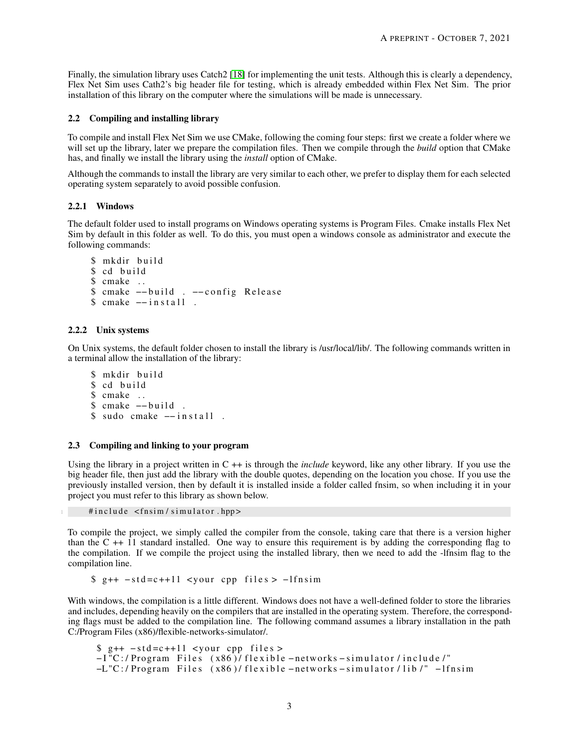Finally, the simulation library uses Catch2 [18] for implementing the unit tests. Although this is clearly a dependency, Flex Net Sim uses Cath2's big header file for testing, which is already embedded within Flex Net Sim. The prior installation of this library on the computer where the simulations will be made is unnecessary.

### 2.2 Compiling and installing library

To compile and install Flex Net Sim we use CMake, following the coming four steps: first we create a folder where we will set up the library, later we prepare the compilation files. Then we compile through the *build* option that CMake has, and finally we install the library using the *install* option of CMake.

Although the commands to install the library are very similar to each other, we prefer to display them for each selected operating system separately to avoid possible confusion.

#### 2.2.1 Windows

The default folder used to install programs on Windows operating systems is Program Files. Cmake installs Flex Net Sim by default in this folder as well. To do this, you must open a windows console as administrator and execute the following commands:

```
$ mkdir build
$ cd build
$ cmake ..
$ cmake --build . --config Release
$ cmake --install .
```

#### 2.2.2 Unix systems

On Unix systems, the default folder chosen to install the library is /usr/local/lib/. The following commands written in a terminal allow the installation of the library:

```
$ mkdir build
$ cd build
$ cmake ..
$ cmake --build .
$ sudo cmake --install .
```

### 2.3 Compiling and linking to your program

Using the library in a project written in C ++ is through the *include* keyword, like any other library. If you use the big header file, then just add the library with the double quotes, depending on the location you chose. If you use the previously installed version, then by default it is installed inside a folder called fnsim, so when including it in your project you must refer to this library as shown below.

```
#include <fnsim/simulator.hpp>
```

To compile the project, we simply called the compiler from the console, taking care that there is a version higher than the C ++ 11 standard installed. One way to ensure this requirement is by adding the corresponding flag to the compilation. If we compile the project using the installed library, then we need to add the -lfnsim flag to the compilation line.

```
$ g++ -std=c++11 <your cpp files> -lfnsim
```

With windows, the compilation is a little different. Windows does not have a well-defined folder to store the libraries and includes, depending heavily on the compilers that are installed in the operating system. Therefore, the corresponding flags must be added to the compilation line. The following command assumes a library installation in the path C:/Program Files (x86)/flexible-networks-simulator/.

```
$ g++ -std=c++11 <your cpp files>
-I"C:/Program Files (x86)/flexible-networks-simulator/include/"
-L"C:/Program Files (x86)/flexible-networks-simulator/lib/" -lfnsim
```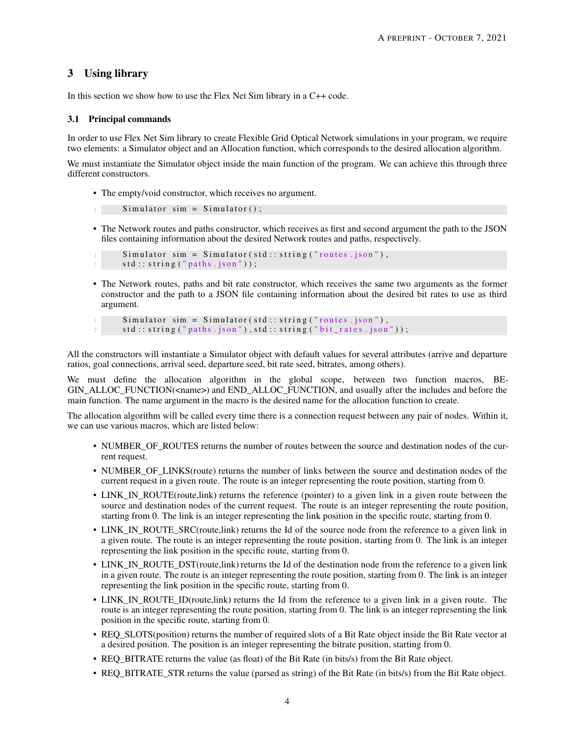## 3 Using library

In this section we show how to use the Flex Net Sim library in a C++ code.

### 3.1 Principal commands

In order to use Flex Net Sim library to create Flexible Grid Optical Network simulations in your program, we require two elements: a Simulator object and an Allocation function, which corresponds to the desired allocation algorithm.

We must instantiate the Simulator object inside the main function of the program. We can achieve this through three different constructors.

- The empty/void constructor, which receives no argument.

```
    Simulator sim = Simulator();
```

- The Network routes and paths constructor, which receives as first and second argument the path to the JSON files containing information about the desired Network routes and paths, respectively.

```
    Simulator sim = Simulator(std::string("routes.json"),
    std::string("paths.json"));
```

- The Network routes, paths and bit rate constructor, which receives the same two arguments as the former constructor and the path to a JSON file containing information about the desired bit rates to use as third argument.

```
    Simulator sim = Simulator(std::string("routes.json"),
    std::string("paths.json"),std::string("bit_rates.json"));
```

All the constructors will instantiate a Simulator object with default values for several attributes (arrive and departure ratios, goal connections, arrival seed, departure seed, bit rate seed, bitrates, among others).

We must define the allocation algorithm in the global scope, between two function macros, BEGIN_ALLOC_FUNCTION(<name>) and END_ALLOC_FUNCTION, and usually after the includes and before the main function. The name argument in the macro is the desired name for the allocation function to create.

The allocation algorithm will be called every time there is a connection request between any pair of nodes. Within it, we can use various macros, which are listed below:

- NUMBER_OF_ROUTES returns the number of routes between the source and destination nodes of the current request.
- NUMBER_OF_LINKS(route) returns the number of links between the source and destination nodes of the current request in a given route. The route is an integer representing the route position, starting from 0.
- LINK_IN_ROUTE(route,link) returns the reference (pointer) to a given link in a given route between the source and destination nodes of the current request. The route is an integer representing the route position, starting from 0. The link is an integer representing the link position in the specific route, starting from 0.
- LINK_IN_ROUTE_SRC(route,link) returns the Id of the source node from the reference to a given link in a given route. The route is an integer representing the route position, starting from 0. The link is an integer representing the link position in the specific route, starting from 0.
- LINK_IN_ROUTE_DST(route,link) returns the Id of the destination node from the reference to a given link in a given route. The route is an integer representing the route position, starting from 0. The link is an integer representing the link position in the specific route, starting from 0.
- LINK_IN_ROUTE_ID(route,link) returns the Id from the reference to a given link in a given route. The route is an integer representing the route position, starting from 0. The link is an integer representing the link position in the specific route, starting from 0.
- REQ_SLOTS(position) returns the number of required slots of a Bit Rate object inside the Bit Rate vector at a desired position. The position is an integer representing the bitrate position, starting from 0.
- REQ_BITRATE returns the value (as float) of the Bit Rate (in bits/s) from the Bit Rate object.
- REQ_BITRATE_STR returns the value (parsed as string) of the Bit Rate (in bits/s) from the Bit Rate object.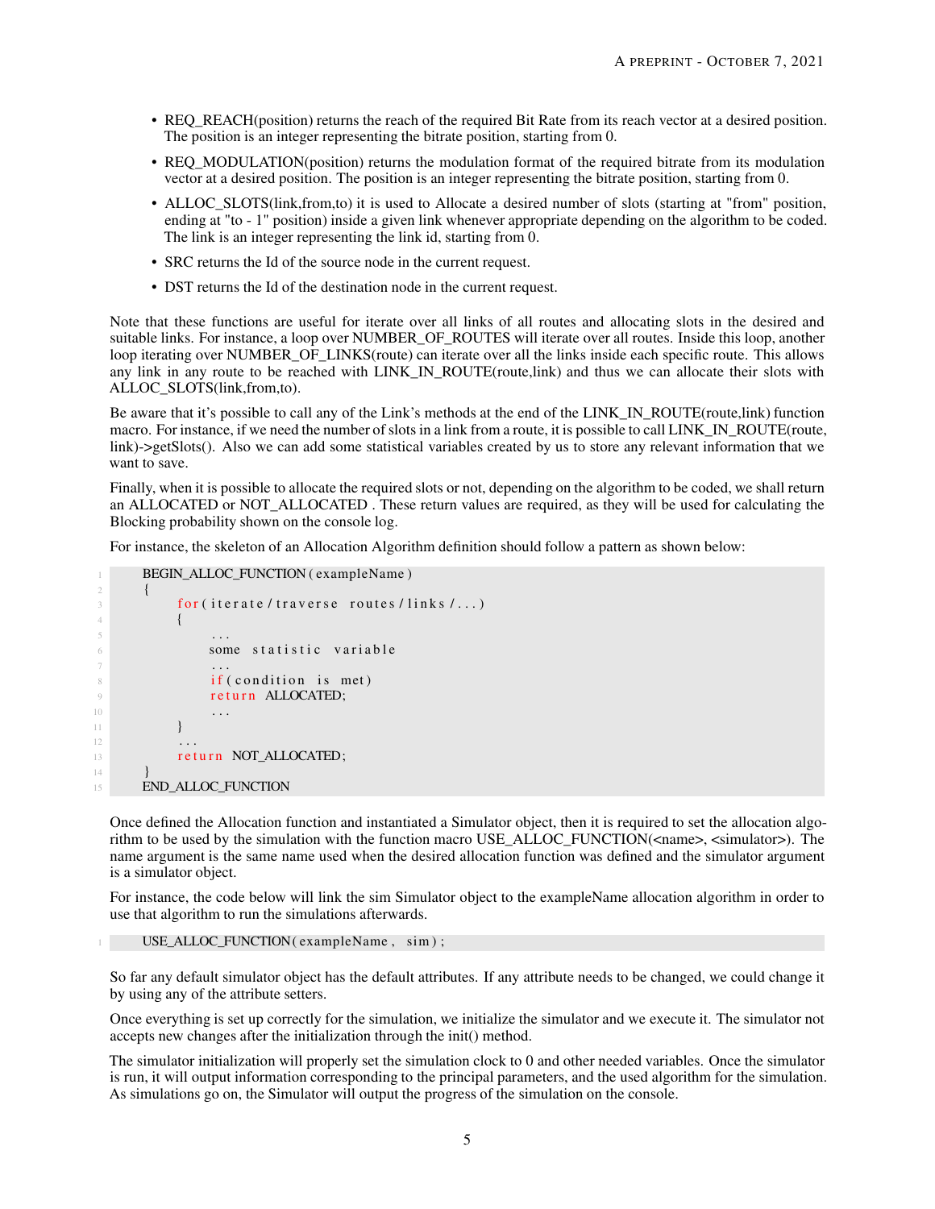- REQ_REACH(position) returns the reach of the required Bit Rate from its reach vector at a desired position. The position is an integer representing the bitrate position, starting from 0.
- REQ_MODULATION(position) returns the modulation format of the required bitrate from its modulation vector at a desired position. The position is an integer representing the bitrate position, starting from 0.
- ALLOC_SLOTS(link,from,to) it is used to Allocate a desired number of slots (starting at "from" position, ending at "to - 1" position) inside a given link whenever appropriate depending on the algorithm to be coded. The link is an integer representing the link id, starting from 0.
- SRC returns the Id of the source node in the current request.
- DST returns the Id of the destination node in the current request.

Note that these functions are useful for iterate over all links of all routes and allocating slots in the desired and suitable links. For instance, a loop over NUMBER_OF_ROUTES will iterate over all routes. Inside this loop, another loop iterating over NUMBER_OF_LINKS(route) can iterate over all the links inside each specific route. This allows any link in any route to be reached with LINK_IN_ROUTE(route,link) and thus we can allocate their slots with ALLOC_SLOTS(link,from,to).

Be aware that it's possible to call any of the Link's methods at the end of the LINK_IN_ROUTE(route,link) function macro. For instance, if we need the number of slots in a link from a route, it is possible to call LINK_IN_ROUTE(route, link)->getSlots(). Also we can add some statistical variables created by us to store any relevant information that we want to save.

Finally, when it is possible to allocate the required slots or not, depending on the algorithm to be coded, we shall return an ALLOCATED or NOT_ALLOCATED . These return values are required, as they will be used for calculating the Blocking probability shown on the console log.

For instance, the skeleton of an Allocation Algorithm definition should follow a pattern as shown below:

```
BEGIN_ALLOC_FUNCTION(exampleName)
{
    for(iterate/traverse routes/links/...)
    {
        ...
        some statistic variable
        ...
        if(condition is met)
        return ALLOCATED;
        ...
    }
    ...
    return NOT_ALLOCATED;
}
END_ALLOC_FUNCTION
```

Once defined the Allocation function and instantiated a Simulator object, then it is required to set the allocation algorithm to be used by the simulation with the function macro USE_ALLOC_FUNCTION(<name>, <simulator>). The name argument is the same name used when the desired allocation function was defined and the simulator argument is a simulator object.

For instance, the code below will link the sim Simulator object to the exampleName allocation algorithm in order to use that algorithm to run the simulations afterwards.

```
USE_ALLOC_FUNCTION(exampleName, sim);
```

So far any default simulator object has the default attributes. If any attribute needs to be changed, we could change it by using any of the attribute setters.

Once everything is set up correctly for the simulation, we initialize the simulator and we execute it. The simulator not accepts new changes after the initialization through the init() method.

The simulator initialization will properly set the simulation clock to 0 and other needed variables. Once the simulator is run, it will output information corresponding to the principal parameters, and the used algorithm for the simulation. As simulations go on, the Simulator will output the progress of the simulation on the console.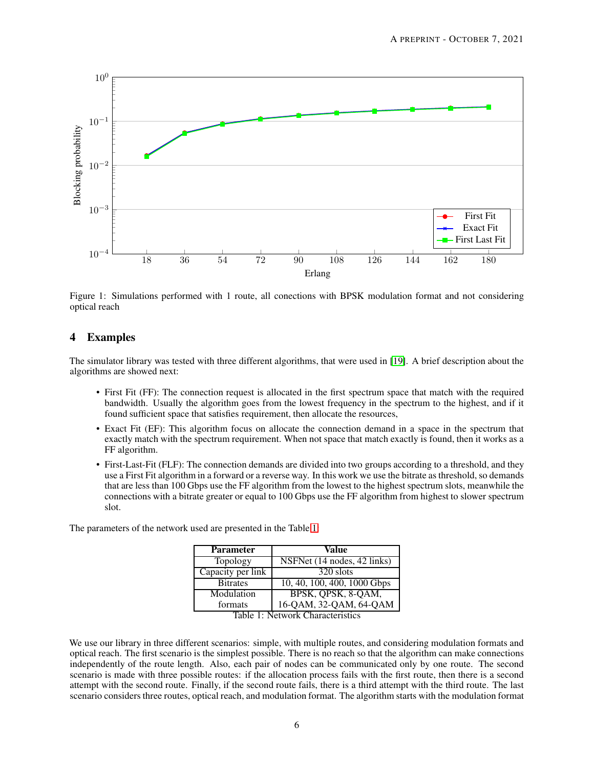Figure 1: Simulations performed with 1 route, all conections with BPSK modulation format and not considering optical reach

## 4 Examples

The simulator library was tested with three different algorithms, that were used in [19]. A brief description about the algorithms are showed next:

- First Fit (FF): The connection request is allocated in the first spectrum space that match with the required bandwidth. Usually the algorithm goes from the lowest frequency in the spectrum to the highest, and if it found sufficient space that satisfies requirement, then allocate the resources,
- Exact Fit (EF): This algorithm focus on allocate the connection demand in a space in the spectrum that exactly match with the spectrum requirement. When not space that match exactly is found, then it works as a FF algorithm.
- First-Last-Fit (FLF): The connection demands are divided into two groups according to a threshold, and they use a First Fit algorithm in a forward or a reverse way. In this work we use the bitrate as threshold, so demands that are less than 100 Gbps use the FF algorithm from the lowest to the highest spectrum slots, meanwhile the connections with a bitrate greater or equal to 100 Gbps use the FF algorithm from highest to slower spectrum slot.

The parameters of the network used are presented in the Table 1.

| Parameter | Value |
|---|---|
| Topology | NSFNet (14 nodes, 42 links) |
| Capacity per link | 320 slots |
| Bitrates | 10, 40, 100, 400, 1000 Gbps |
| Modulation formats | BPSK, QPSK, 8-QAM, 16-QAM, 32-QAM, 64-QAM |

Table 1: Network Characteristics

We use our library in three different scenarios: simple, with multiple routes, and considering modulation formats and optical reach. The first scenario is the simplest possible. There is no reach so that the algorithm can make connections independently of the route length. Also, each pair of nodes can be communicated only by one route. The second scenario is made with three possible routes: if the allocation process fails with the first route, then there is a second attempt with the second route. Finally, if the second route fails, there is a third attempt with the third route. The last scenario considers three routes, optical reach, and modulation format. The algorithm starts with the modulation format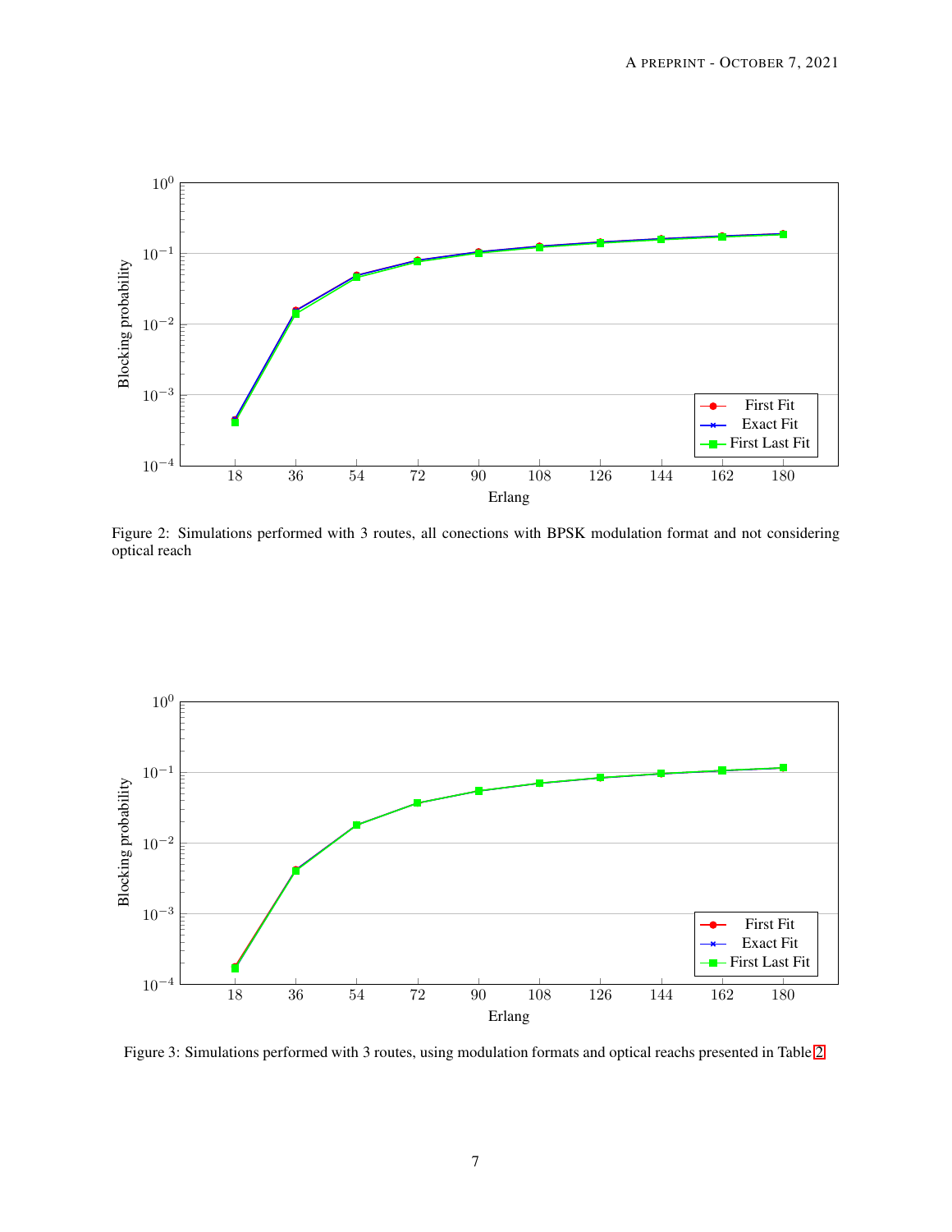Figure 2: Simulations performed with 3 routes, all conections with BPSK modulation format and not considering optical reach

Figure 3: Simulations performed with 3 routes, using modulation formats and optical reachs presented in Table 2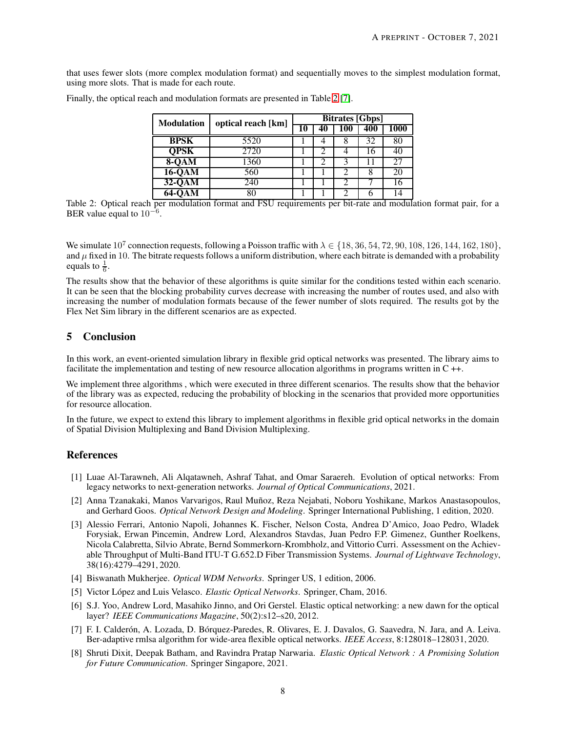that uses fewer slots (more complex modulation format) and sequentially moves to the simplest modulation format, using more slots. That is made for each route.

Finally, the optical reach and modulation formats are presented in Table 2 [7].

| Modulation | optical reach [km] | Bitrates [Gbps] | | | | |
|---|---|---|---|---|---|---|
| | | 10 | 40 | 100 | 400 | 1000 |
| **BPSK** | 5520 | 1 | 4 | 8 | 32 | 80 |
| **QPSK** | 2720 | 1 | 2 | 4 | 16 | 40 |
| **8-QAM** | 1360 | 1 | 2 | 3 | 11 | 27 |
| **16-QAM** | 560 | 1 | 1 | 2 | 8 | 20 |
| **32-QAM** | 240 | 1 | 1 | 2 | 7 | 16 |
| **64-QAM** | 80 | 1 | 1 | 2 | 6 | 14 |

Table 2: Optical reach per modulation format and FSU requirements per bit-rate and modulation format pair, for a BER value equal to $10^{-6}$.

We simulate $10^7$ connection requests, following a Poisson traffic with $\lambda \in \{18, 36, 54, 72, 90, 108, 126, 144, 162, 180\}$, and $\mu$ fixed in 10. The bitrate requests follows a uniform distribution, where each bitrate is demanded with a probability equals to $\frac{1}{6}$.

The results show that the behavior of these algorithms is quite similar for the conditions tested within each scenario. It can be seen that the blocking probability curves decrease with increasing the number of routes used, and also with increasing the number of modulation formats because of the fewer number of slots required. The results got by the Flex Net Sim library in the different scenarios are as expected.

## 5 Conclusion

In this work, an event-oriented simulation library in flexible grid optical networks was presented. The library aims to facilitate the implementation and testing of new resource allocation algorithms in programs written in C ++.

We implement three algorithms , which were executed in three different scenarios. The results show that the behavior of the library was as expected, reducing the probability of blocking in the scenarios that provided more opportunities for resource allocation.

In the future, we expect to extend this library to implement algorithms in flexible grid optical networks in the domain of Spatial Division Multiplexing and Band Division Multiplexing.

## References

[1] Luae Al-Tarawneh, Ali Alqatawneh, Ashraf Tahat, and Omar Saraereh. Evolution of optical networks: From legacy networks to next-generation networks. *Journal of Optical Communications*, 2021.

[2] Anna Tzanakaki, Manos Varvarigos, Raul Muñoz, Reza Nejabati, Noboru Yoshikane, Markos Anastasopoulos, and Gerhard Goos. *Optical Network Design and Modeling*. Springer International Publishing, 1 edition, 2020.

[3] Alessio Ferrari, Antonio Napoli, Johannes K. Fischer, Nelson Costa, Andrea D'Amico, Joao Pedro, Wladek Forysiak, Erwan Pincemin, Andrew Lord, Alexandros Stavdas, Juan Pedro F.P. Gimenez, Gunther Roelkens, Nicola Calabretta, Silvio Abrate, Bernd Sommerkorn-Krombholz, and Vittorio Curri. Assessment on the Achievable Throughput of Multi-Band ITU-T G.652.D Fiber Transmission Systems. *Journal of Lightwave Technology*, 38(16):4279–4291, 2020.

[4] Biswanath Mukherjee. *Optical WDM Networks*. Springer US, 1 edition, 2006.

[5] Victor López and Luis Velasco. *Elastic Optical Networks*. Springer, Cham, 2016.

[6] S.J. Yoo, Andrew Lord, Masahiko Jinno, and Ori Gerstel. Elastic optical networking: a new dawn for the optical layer? *IEEE Communications Magazine*, 50(2):s12–s20, 2012.

[7] F. I. Calderón, A. Lozada, D. Bórquez-Paredes, R. Olivares, E. J. Davalos, G. Saavedra, N. Jara, and A. Leiva. Ber-adaptive rmlsa algorithm for wide-area flexible optical networks. *IEEE Access*, 8:128018–128031, 2020.

[8] Shruti Dixit, Deepak Batham, and Ravindra Pratap Narwaria. *Elastic Optical Network : A Promising Solution for Future Communication*. Springer Singapore, 2021.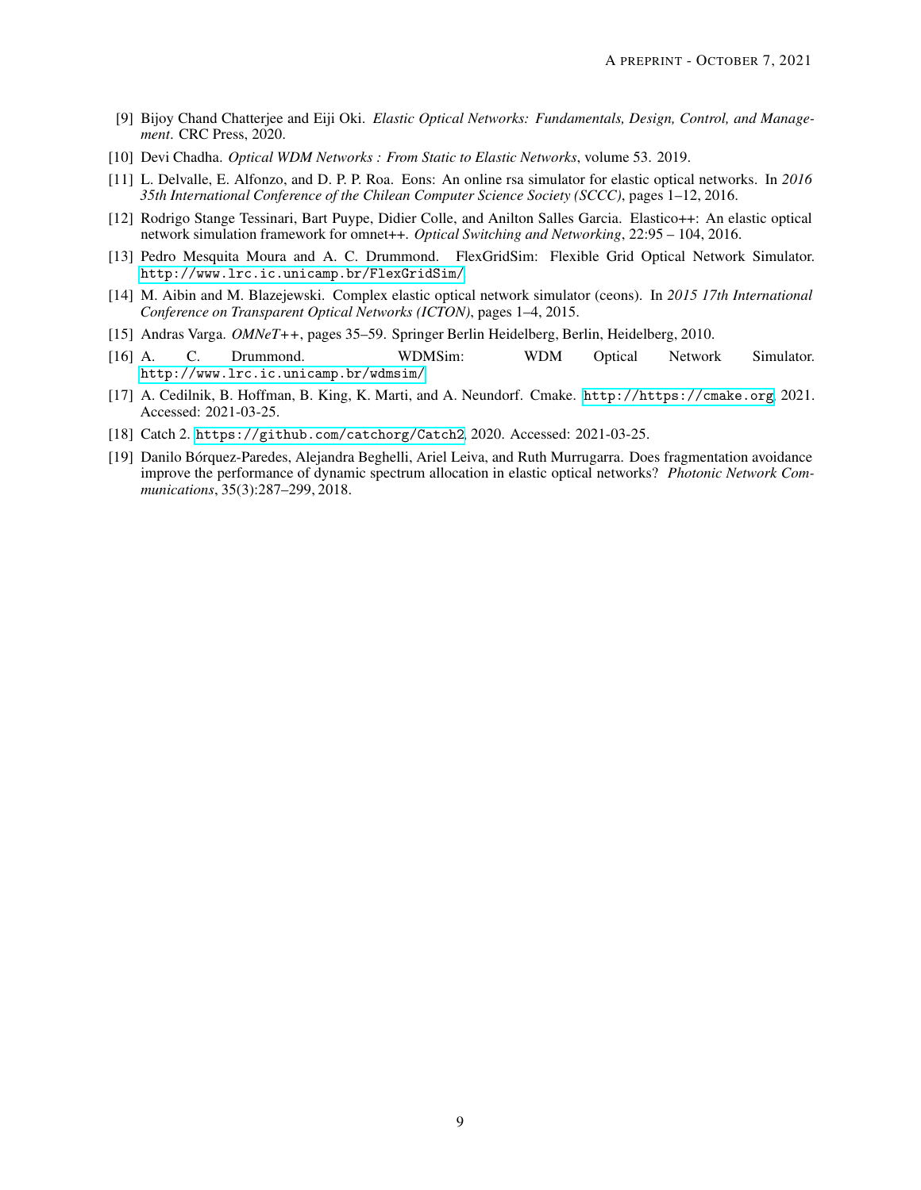[9] Bijoy Chand Chatterjee and Eiji Oki. *Elastic Optical Networks: Fundamentals, Design, Control, and Management*. CRC Press, 2020.

[10] Devi Chadha. *Optical WDM Networks : From Static to Elastic Networks*, volume 53. 2019.

[11] L. Delvalle, E. Alfonzo, and D. P. P. Roa. Eons: An online rsa simulator for elastic optical networks. In *2016 35th International Conference of the Chilean Computer Science Society (SCCC)*, pages 1–12, 2016.

[12] Rodrigo Stange Tessinari, Bart Puype, Didier Colle, and Anilton Salles Garcia. Elastico++: An elastic optical network simulation framework for omnet++. *Optical Switching and Networking*, 22:95 – 104, 2016.

[13] Pedro Mesquita Moura and A. C. Drummond. FlexGridSim: Flexible Grid Optical Network Simulator. http://www.lrc.ic.unicamp.br/FlexGridSim/

[14] M. Aibin and M. Blazejewski. Complex elastic optical network simulator (ceons). In *2015 17th International Conference on Transparent Optical Networks (ICTON)*, pages 1–4, 2015.

[15] Andras Varga. *OMNeT++*, pages 35–59. Springer Berlin Heidelberg, Berlin, Heidelberg, 2010.

[16] A. C. Drummond. WDMSim: WDM Optical Network Simulator. http://www.lrc.ic.unicamp.br/wdmsim/

[17] A. Cedilnik, B. Hoffman, B. King, K. Marti, and A. Neundorf. Cmake. http://https://cmake.org, 2021. Accessed: 2021-03-25.

[18] Catch 2. https://github.com/catchorg/Catch2, 2020. Accessed: 2021-03-25.

[19] Danilo Bórquez-Paredes, Alejandra Beghelli, Ariel Leiva, and Ruth Murrugarra. Does fragmentation avoidance improve the performance of dynamic spectrum allocation in elastic optical networks? *Photonic Network Communications*, 35(3):287–299, 2018.